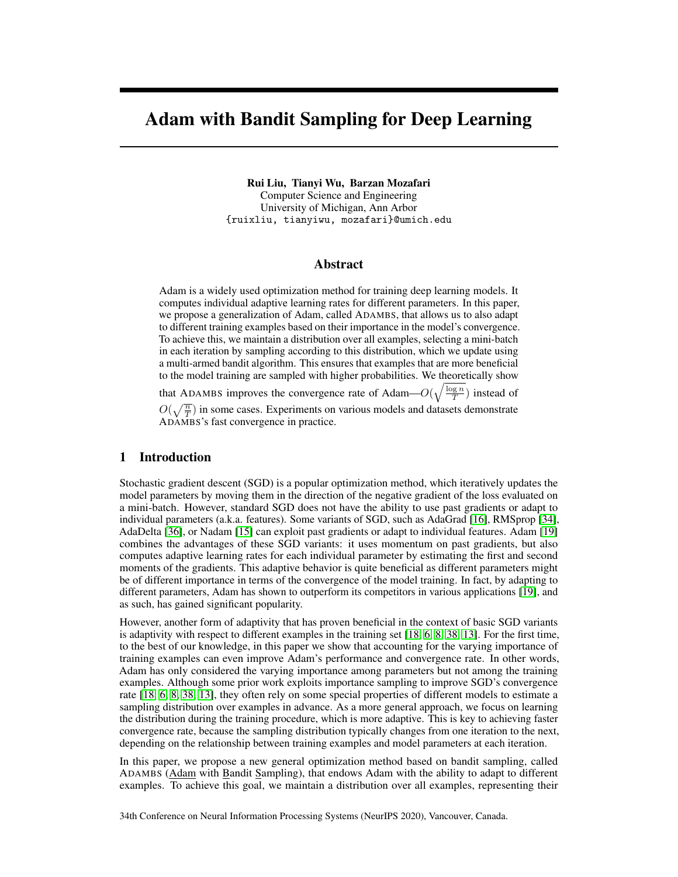# Adam with Bandit Sampling for Deep Learning

**Rui Liu, Tianyi Wu, Barzan Mozafari**
Computer Science and Engineering
University of Michigan, Ann Arbor
{ruixliu, tianyiwu, mozafari}@umich.edu

## Abstract

Adam is a widely used optimization method for training deep learning models. It computes individual adaptive learning rates for different parameters. In this paper, we propose a generalization of Adam, called ADAMBS, that allows us to also adapt to different training examples based on their importance in the model's convergence. To achieve this, we maintain a distribution over all examples, selecting a mini-batch in each iteration by sampling according to this distribution, which we update using a multi-armed bandit algorithm. This ensures that examples that are more beneficial to the model training are sampled with higher probabilities. We theoretically show that ADAMBS improves the convergence rate of Adam—$O(\sqrt{\frac{\log n}{T}})$ instead of $O(\sqrt{\frac{n}{T}})$ in some cases. Experiments on various models and datasets demonstrate ADAMBS's fast convergence in practice.

## 1 Introduction

Stochastic gradient descent (SGD) is a popular optimization method, which iteratively updates the model parameters by moving them in the direction of the negative gradient of the loss evaluated on a mini-batch. However, standard SGD does not have the ability to use past gradients or adapt to individual parameters (a.k.a. features). Some variants of SGD, such as AdaGrad [16], RMSprop [34], AdaDelta [36], or Nadam [15] can exploit past gradients or adapt to individual features. Adam [19] combines the advantages of these SGD variants: it uses momentum on past gradients, but also computes adaptive learning rates for each individual parameter by estimating the first and second moments of the gradients. This adaptive behavior is quite beneficial as different parameters might be of different importance in terms of the convergence of the model training. In fact, by adapting to different parameters, Adam has shown to outperform its competitors in various applications [19], and as such, has gained significant popularity.

However, another form of adaptivity that has proven beneficial in the context of basic SGD variants is adaptivity with respect to different examples in the training set [18, 6, 8, 38, 13]. For the first time, to the best of our knowledge, in this paper we show that accounting for the varying importance of training examples can even improve Adam's performance and convergence rate. In other words, Adam has only considered the varying importance among parameters but not among the training examples. Although some prior work exploits importance sampling to improve SGD's convergence rate [18, 6, 8, 38, 13], they often rely on some special properties of different models to estimate a sampling distribution over examples in advance. As a more general approach, we focus on learning the distribution during the training procedure, which is more adaptive. This is key to achieving faster convergence rate, because the sampling distribution typically changes from one iteration to the next, depending on the relationship between training examples and model parameters at each iteration.

In this paper, we propose a new general optimization method based on bandit sampling, called ADAMBS (Adam with Bandit Sampling), that endows Adam with the ability to adapt to different examples. To achieve this goal, we maintain a distribution over all examples, representing their

34th Conference on Neural Information Processing Systems (NeurIPS 2020), Vancouver, Canada.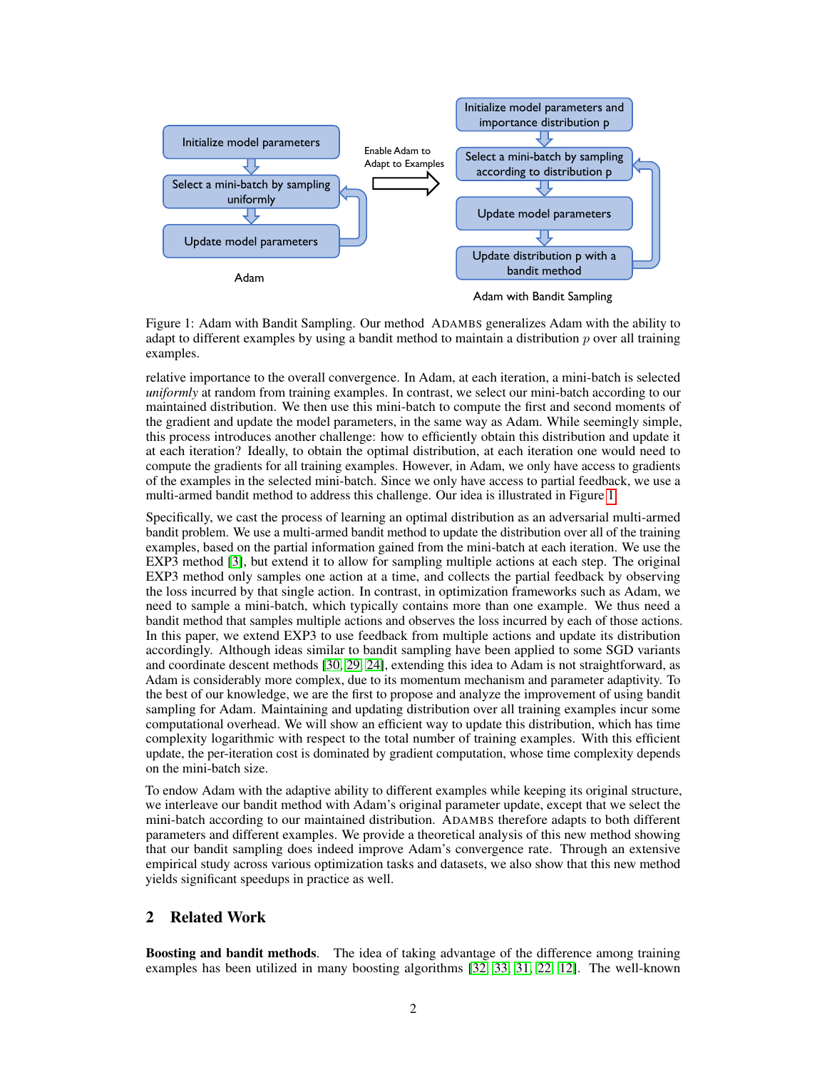Figure 1: Adam with Bandit Sampling. Our method ADAMBS generalizes Adam with the ability to adapt to different examples by using a bandit method to maintain a distribution $p$ over all training examples.

relative importance to the overall convergence. In Adam, at each iteration, a mini-batch is selected *uniformly* at random from training examples. In contrast, we select our mini-batch according to our maintained distribution. We then use this mini-batch to compute the first and second moments of the gradient and update the model parameters, in the same way as Adam. While seemingly simple, this process introduces another challenge: how to efficiently obtain this distribution and update it at each iteration? Ideally, to obtain the optimal distribution, at each iteration one would need to compute the gradients for all training examples. However, in Adam, we only have access to gradients of the examples in the selected mini-batch. Since we only have access to partial feedback, we use a multi-armed bandit method to address this challenge. Our idea is illustrated in Figure 1.

Specifically, we cast the process of learning an optimal distribution as an adversarial multi-armed bandit problem. We use a multi-armed bandit method to update the distribution over all of the training examples, based on the partial information gained from the mini-batch at each iteration. We use the EXP3 method [3], but extend it to allow for sampling multiple actions at each step. The original EXP3 method only samples one action at a time, and collects the partial feedback by observing the loss incurred by that single action. In contrast, in optimization frameworks such as Adam, we need to sample a mini-batch, which typically contains more than one example. We thus need a bandit method that samples multiple actions and observes the loss incurred by each of those actions. In this paper, we extend EXP3 to use feedback from multiple actions and update its distribution accordingly. Although ideas similar to bandit sampling have been applied to some SGD variants and coordinate descent methods [30, 29, 24], extending this idea to Adam is not straightforward, as Adam is considerably more complex, due to its momentum mechanism and parameter adaptivity. To the best of our knowledge, we are the first to propose and analyze the improvement of using bandit sampling for Adam. Maintaining and updating distribution over all training examples incur some computational overhead. We will show an efficient way to update this distribution, which has time complexity logarithmic with respect to the total number of training examples. With this efficient update, the per-iteration cost is dominated by gradient computation, whose time complexity depends on the mini-batch size.

To endow Adam with the adaptive ability to different examples while keeping its original structure, we interleave our bandit method with Adam's original parameter update, except that we select the mini-batch according to our maintained distribution. ADAMBS therefore adapts to both different parameters and different examples. We provide a theoretical analysis of this new method showing that our bandit sampling does indeed improve Adam's convergence rate. Through an extensive empirical study across various optimization tasks and datasets, we also show that this new method yields significant speedups in practice as well.

## 2 Related Work

**Boosting and bandit methods.** The idea of taking advantage of the difference among training examples has been utilized in many boosting algorithms [32, 33, 31, 22, 12]. The well-known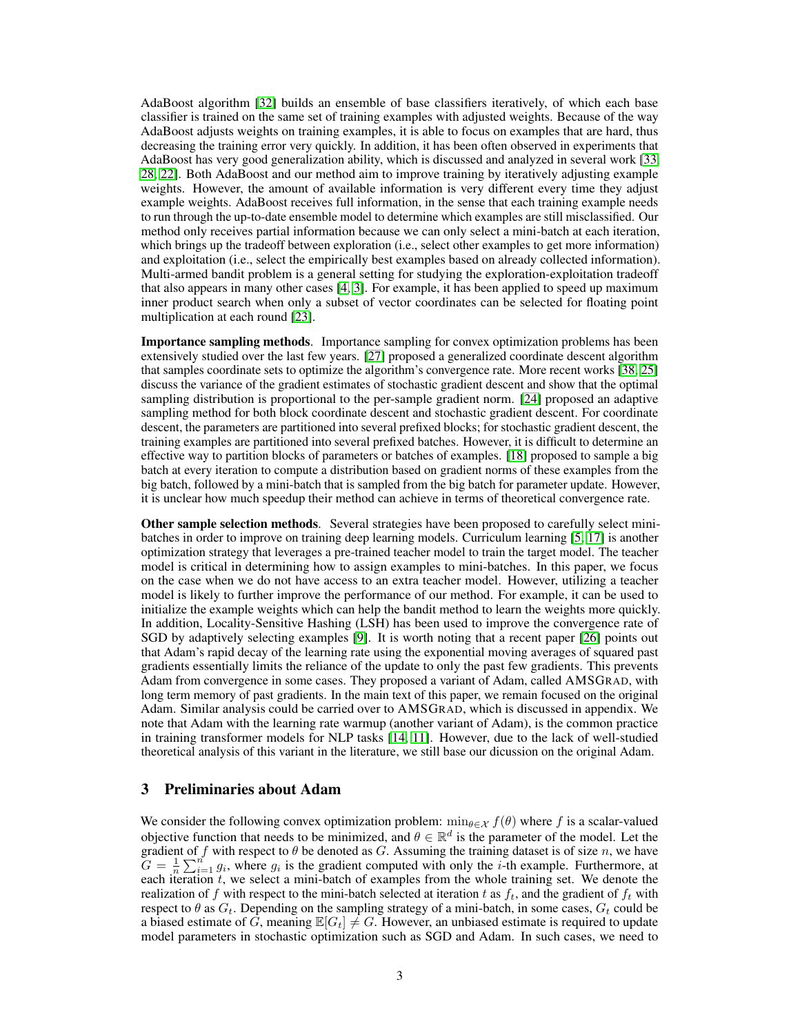AdaBoost algorithm [32] builds an ensemble of base classifiers iteratively, of which each base classifier is trained on the same set of training examples with adjusted weights. Because of the way AdaBoost adjusts weights on training examples, it is able to focus on examples that are hard, thus decreasing the training error very quickly. In addition, it has been often observed in experiments that AdaBoost has very good generalization ability, which is discussed and analyzed in several work [33, 28, 22]. Both AdaBoost and our method aim to improve training by iteratively adjusting example weights. However, the amount of available information is very different every time they adjust example weights. AdaBoost receives full information, in the sense that each training example needs to run through the up-to-date ensemble model to determine which examples are still misclassified. Our method only receives partial information because we can only select a mini-batch at each iteration, which brings up the tradeoff between exploration (i.e., select other examples to get more information) and exploitation (i.e., select the empirically best examples based on already collected information). Multi-armed bandit problem is a general setting for studying the exploration-exploitation tradeoff that also appears in many other cases [4, 3]. For example, it has been applied to speed up maximum inner product search when only a subset of vector coordinates can be selected for floating point multiplication at each round [23].

**Importance sampling methods**. Importance sampling for convex optimization problems has been extensively studied over the last few years. [27] proposed a generalized coordinate descent algorithm that samples coordinate sets to optimize the algorithm's convergence rate. More recent works [38, 25] discuss the variance of the gradient estimates of stochastic gradient descent and show that the optimal sampling distribution is proportional to the per-sample gradient norm. [24] proposed an adaptive sampling method for both block coordinate descent and stochastic gradient descent. For coordinate descent, the parameters are partitioned into several prefixed blocks; for stochastic gradient descent, the training examples are partitioned into several prefixed batches. However, it is difficult to determine an effective way to partition blocks of parameters or batches of examples. [18] proposed to sample a big batch at every iteration to compute a distribution based on gradient norms of these examples from the big batch, followed by a mini-batch that is sampled from the big batch for parameter update. However, it is unclear how much speedup their method can achieve in terms of theoretical convergence rate.

**Other sample selection methods**. Several strategies have been proposed to carefully select mini-batches in order to improve on training deep learning models. Curriculum learning [5, 17] is another optimization strategy that leverages a pre-trained teacher model to train the target model. The teacher model is critical in determining how to assign examples to mini-batches. In this paper, we focus on the case when we do not have access to an extra teacher model. However, utilizing a teacher model is likely to further improve the performance of our method. For example, it can be used to initialize the example weights which can help the bandit method to learn the weights more quickly. In addition, Locality-Sensitive Hashing (LSH) has been used to improve the convergence rate of SGD by adaptively selecting examples [9]. It is worth noting that a recent paper [26] points out that Adam's rapid decay of the learning rate using the exponential moving averages of squared past gradients essentially limits the reliance of the update to only the past few gradients. This prevents Adam from convergence in some cases. They proposed a variant of Adam, called AMSGRAD, with long term memory of past gradients. In the main text of this paper, we remain focused on the original Adam. Similar analysis could be carried over to AMSGRAD, which is discussed in appendix. We note that Adam with the learning rate warmup (another variant of Adam), is the common practice in training transformer models for NLP tasks [14, 11]. However, due to the lack of well-studied theoretical analysis of this variant in the literature, we still base our dicussion on the original Adam.

## 3 Preliminaries about Adam

We consider the following convex optimization problem: $\min_{\theta \in \mathcal{X}} f(\theta)$ where $f$ is a scalar-valued objective function that needs to be minimized, and $\theta \in \mathbb{R}^d$ is the parameter of the model. Let the gradient of $f$ with respect to $\theta$ be denoted as $G$. Assuming the training dataset is of size $n$, we have $G = \frac{1}{n}\sum_{i=1}^{n} g_i$, where $g_i$ is the gradient computed with only the $i$-th example. Furthermore, at each iteration $t$, we select a mini-batch of examples from the whole training set. We denote the realization of $f$ with respect to the mini-batch selected at iteration $t$ as $f_t$, and the gradient of $f_t$ with respect to $\theta$ as $G_t$. Depending on the sampling strategy of a mini-batch, in some cases, $G_t$ could be a biased estimate of $G$, meaning $\mathbb{E}[G_t] \neq G$. However, an unbiased estimate is required to update model parameters in stochastic optimization such as SGD and Adam. In such cases, we need to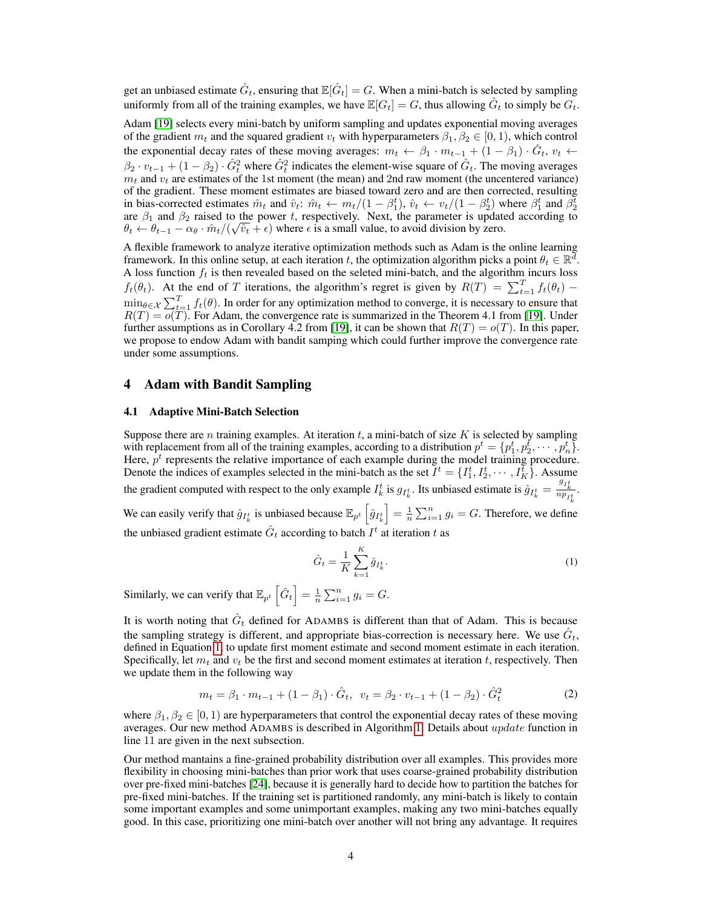get an unbiased estimate $\hat{G}_t$, ensuring that $\mathbb{E}[\hat{G}_t] = G$. When a mini-batch is selected by sampling uniformly from all of the training examples, we have $\mathbb{E}[G_t] = G$, thus allowing $\hat{G}_t$ to simply be $G_t$.

Adam [19] selects every mini-batch by uniform sampling and updates exponential moving averages of the gradient $m_t$ and the squared gradient $v_t$ with hyperparameters $\beta_1, \beta_2 \in [0, 1)$, which control the exponential decay rates of these moving averages: $m_t \leftarrow \beta_1 \cdot m_{t-1} + (1 - \beta_1) \cdot \hat{G}_t$, $v_t \leftarrow \beta_2 \cdot v_{t-1} + (1 - \beta_2) \cdot \hat{G}_t^2$ where $\hat{G}_t^2$ indicates the element-wise square of $\hat{G}_t$. The moving averages $m_t$ and $v_t$ are estimates of the 1st moment (the mean) and 2nd raw moment (the uncentered variance) of the gradient. These moment estimates are biased toward zero and are then corrected, resulting in bias-corrected estimates $\hat{m}_t$ and $\hat{v}_t$: $\hat{m}_t \leftarrow m_t/(1 - \beta_1^t)$, $\hat{v}_t \leftarrow v_t/(1 - \beta_2^t)$ where $\beta_1^t$ and $\beta_2^t$ are $\beta_1$ and $\beta_2$ raised to the power $t$, respectively. Next, the parameter is updated according to $\theta_t \leftarrow \theta_{t-1} - \alpha_\theta \cdot \hat{m}_t/(\sqrt{\hat{v}_t} + \epsilon)$ where $\epsilon$ is a small value, to avoid division by zero.

A flexible framework to analyze iterative optimization methods such as Adam is the online learning framework. In this online setup, at each iteration $t$, the optimization algorithm picks a point $\theta_t \in \mathbb{R}^d$. A loss function $f_t$ is then revealed based on the seleted mini-batch, and the algorithm incurs loss $f_t(\theta_t)$. At the end of $T$ iterations, the algorithm's regret is given by $R(T) = \sum_{t=1}^{T} f_t(\theta_t) - \min_{\theta \in \mathcal{X}} \sum_{t=1}^{T} f_t(\theta)$. In order for any optimization method to converge, it is necessary to ensure that $R(T) = o(T)$. For Adam, the convergence rate is summarized in the Theorem 4.1 from [19]. Under further assumptions as in Corollary 4.2 from [19], it can be shown that $R(T) = o(T)$. In this paper, we propose to endow Adam with bandit samping which could further improve the convergence rate under some assumptions.

## 4 Adam with Bandit Sampling

### 4.1 Adaptive Mini-Batch Selection

Suppose there are $n$ training examples. At iteration $t$, a mini-batch of size $K$ is selected by sampling with replacement from all of the training examples, according to a distribution $p^t = \{p_1^t, p_2^t, \cdots, p_n^t\}$. Here, $p^t$ represents the relative importance of each example during the model training procedure. Denote the indices of examples selected in the mini-batch as the set $I^t = \{I_1^t, I_2^t, \cdots, I_K^t\}$. Assume the gradient computed with respect to the only example $I_k^t$ is $g_{I_k^t}$. Its unbiased estimate is $\hat{g}_{I_k^t} = \frac{g_{I_k^t}}{n p_{I_k^t}}$. We can easily verify that $\hat{g}_{I_k^t}$ is unbiased because $\mathbb{E}_{p^t}\left[\hat{g}_{I_k^t}\right] = \frac{1}{n}\sum_{i=1}^{n} g_i = G$. Therefore, we define the unbiased gradient estimate $\hat{G}_t$ according to batch $I^t$ at iteration $t$ as

$$\hat{G}_t = \frac{1}{K}\sum_{k=1}^{K} \hat{g}_{I_k^t}. \tag{1}$$

Similarly, we can verify that $\mathbb{E}_{p^t}\left[\hat{G}_t\right] = \frac{1}{n}\sum_{i=1}^{n} g_i = G$.

It is worth noting that $\hat{G}_t$ defined for ADAMBS is different than that of Adam. This is because the sampling strategy is different, and appropriate bias-correction is necessary here. We use $\hat{G}_t$, defined in Equation 1, to update first moment estimate and second moment estimate in each iteration. Specifically, let $m_t$ and $v_t$ be the first and second moment estimates at iteration $t$, respectively. Then we update them in the following way

$$m_t = \beta_1 \cdot m_{t-1} + (1 - \beta_1) \cdot \hat{G}_t, \;\; v_t = \beta_2 \cdot v_{t-1} + (1 - \beta_2) \cdot \hat{G}_t^2 \tag{2}$$

where $\beta_1, \beta_2 \in [0, 1)$ are hyperparameters that control the exponential decay rates of these moving averages. Our new method ADAMBS is described in Algorithm 1. Details about *update* function in line 11 are given in the next subsection.

Our method mantains a fine-grained probability distribution over all examples. This provides more flexibility in choosing mini-batches than prior work that uses coarse-grained probability distribution over pre-fixed mini-batches [24], because it is generally hard to decide how to partition the batches for pre-fixed mini-batches. If the training set is partitioned randomly, any mini-batch is likely to contain some important examples and some unimportant examples, making any two mini-batches equally good. In this case, prioritizing one mini-batch over another will not bring any advantage. It requires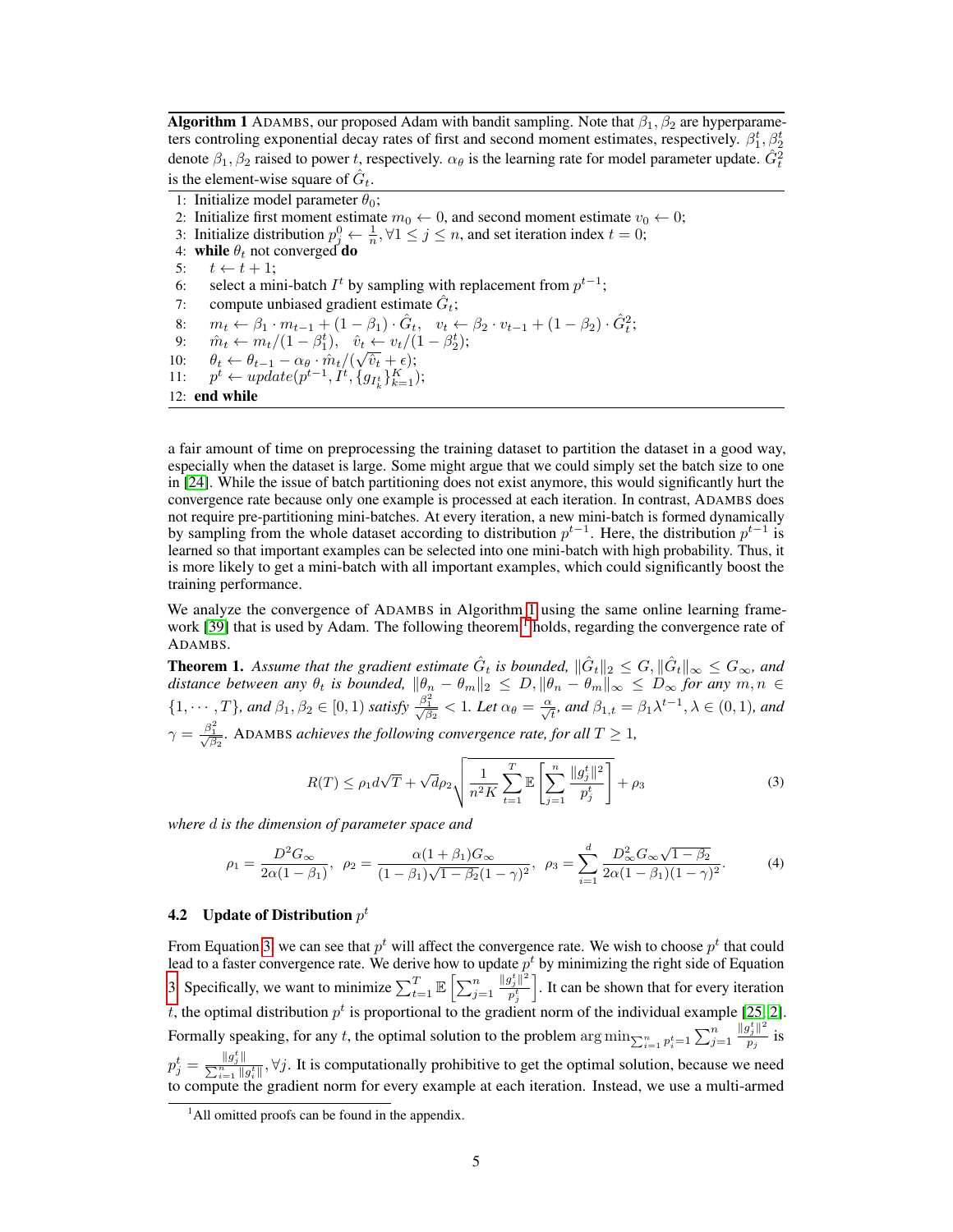**Algorithm 1** ADAMBS, our proposed Adam with bandit sampling. Note that $\beta_1, \beta_2$ are hyperparameters controling exponential decay rates of first and second moment estimates, respectively. $\beta_1^t, \beta_2^t$ denote $\beta_1, \beta_2$ raised to power $t$, respectively. $\alpha_\theta$ is the learning rate for model parameter update. $\hat{G}_t^2$ is the element-wise square of $\hat{G}_t$.

```
1:  Initialize model parameter θ_0;
2:  Initialize first moment estimate m_0 ← 0, and second moment estimate v_0 ← 0;
3:  Initialize distribution p_j^0 ← 1/n, ∀1 ≤ j ≤ n, and set iteration index t = 0;
4:  while θ_t not converged do
5:      t ← t + 1;
6:      select a mini-batch I^t by sampling with replacement from p^{t-1};
7:      compute unbiased gradient estimate Ĝ_t;
8:      m_t ← β_1 · m_{t-1} + (1 − β_1) · Ĝ_t,   v_t ← β_2 · v_{t-1} + (1 − β_2) · Ĝ_t^2;
9:      m̂_t ← m_t/(1 − β_1^t),   v̂_t ← v_t/(1 − β_2^t);
10:     θ_t ← θ_{t-1} − α_θ · m̂_t/(√v̂_t + ε);
11:     p^t ← update(p^{t-1}, I^t, {g_{I_k^t}}_{k=1}^K);
12: end while
```

a fair amount of time on preprocessing the training dataset to partition the dataset in a good way, especially when the dataset is large. Some might argue that we could simply set the batch size to one in [24]. While the issue of batch partitioning does not exist anymore, this would significantly hurt the convergence rate because only one example is processed at each iteration. In contrast, ADAMBS does not require pre-partitioning mini-batches. At every iteration, a new mini-batch is formed dynamically by sampling from the whole dataset according to distribution $p^{t-1}$. Here, the distribution $p^{t-1}$ is learned so that important examples can be selected into one mini-batch with high probability. Thus, it is more likely to get a mini-batch with all important examples, which could significantly boost the training performance.

We analyze the convergence of ADAMBS in Algorithm 1 using the same online learning framework [39] that is used by Adam. The following theorem[1] holds, regarding the convergence rate of ADAMBS.

**Theorem 1.** *Assume that the gradient estimate $\hat{G}_t$ is bounded, $\|\hat{G}_t\|_2 \le G, \|\hat{G}_t\|_\infty \le G_\infty$, and distance between any $\theta_t$ is bounded, $\|\theta_n - \theta_m\|_2 \le D, \|\theta_n - \theta_m\|_\infty \le D_\infty$ for any $m, n \in \{1, \cdots, T\}$, and $\beta_1, \beta_2 \in [0, 1)$ satisfy $\frac{\beta_1^2}{\sqrt{\beta_2}} < 1$. Let $\alpha_\theta = \frac{\alpha}{\sqrt{t}}$, and $\beta_{1,t} = \beta_1 \lambda^{t-1}, \lambda \in (0, 1)$, and $\gamma = \frac{\beta_1^2}{\sqrt{\beta_2}}$. ADAMBS achieves the following convergence rate, for all $T \ge 1$,*

$$R(T) \le \rho_1 d\sqrt{T} + \sqrt{d}\rho_2 \sqrt{\frac{1}{n^2 K} \sum_{t=1}^{T} \mathbb{E}\left[\sum_{j=1}^{n} \frac{\|g_j^t\|^2}{p_j^t}\right]} + \rho_3 \tag{3}$$

*where $d$ is the dimension of parameter space and*

$$\rho_1 = \frac{D^2 G_\infty}{2\alpha(1-\beta_1)}, \ \ \rho_2 = \frac{\alpha(1+\beta_1)G_\infty}{(1-\beta_1)\sqrt{1-\beta_2}(1-\gamma)^2}, \ \ \rho_3 = \sum_{i=1}^{d} \frac{D_\infty^2 G_\infty \sqrt{1-\beta_2}}{2\alpha(1-\beta_1)(1-\gamma)^2}. \tag{4}$$

### 4.2 Update of Distribution $p^t$

From Equation 3, we can see that $p^t$ will affect the convergence rate. We wish to choose $p^t$ that could lead to a faster convergence rate. We derive how to update $p^t$ by minimizing the right side of Equation 3. Specifically, we want to minimize $\sum_{t=1}^{T} \mathbb{E}\left[\sum_{j=1}^{n} \frac{\|g_j^t\|^2}{p_j^t}\right]$. It can be shown that for every iteration $t$, the optimal distribution $p^t$ is proportional to the gradient norm of the individual example [25, 2]. Formally speaking, for any $t$, the optimal solution to the problem $\arg\min_{\sum_{i=1}^{n} p_i^t = 1} \sum_{j=1}^{n} \frac{\|g_j^t\|^2}{p_j}$ is $p_j^t = \frac{\|g_j^t\|}{\sum_{i=1}^{n} \|g_i^t\|}, \forall j$. It is computationally prohibitive to get the optimal solution, because we need to compute the gradient norm for every example at each iteration. Instead, we use a multi-armed

[1] All omitted proofs can be found in the appendix.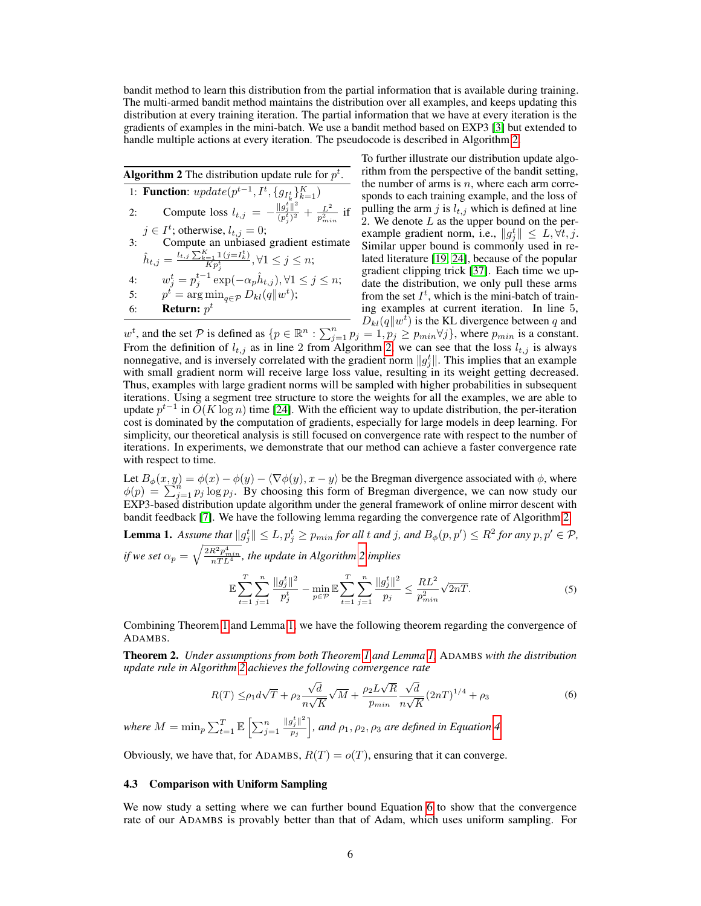bandit method to learn this distribution from the partial information that is available during training. The multi-armed bandit method maintains the distribution over all examples, and keeps updating this distribution at every training iteration. The partial information that we have at every iteration is the gradients of examples in the mini-batch. We use a bandit method based on EXP3 [3] but extended to handle multiple actions at every iteration. The pseudocode is described in Algorithm 2.

**Algorithm 2** The distribution update rule for $p^t$.

1: **Function**: $update(p^{t-1}, I^t, \{g_{I_k^t}\}_{k=1}^K)$
2: Compute loss $l_{t,j} = -\frac{\|g_j^t\|^2}{(p_j^t)^2} + \frac{L^2}{p_{min}^2}$ if $j \in I^t$; otherwise, $l_{t,j} = 0$;
3: Compute an unbiased gradient estimate $\hat{h}_{t,j} = \frac{l_{t,j} \sum_{k=1}^K \mathbb{1}(j=I_k^t)}{K p_j^t}, \forall 1 \leq j \leq n$;
4: $w_j^t = p_j^{t-1} \exp(-\alpha_p \hat{h}_{t,j}), \forall 1 \leq j \leq n$;
5: $p^t = \arg\min_{q \in \mathcal{P}} D_{kl}(q \| w^t)$;
6: **Return:** $p^t$

To further illustrate our distribution update algorithm from the perspective of the bandit setting, the number of arms is $n$, where each arm corresponds to each training example, and the loss of pulling the arm $j$ is $l_{t,j}$ which is defined at line 2. We denote $L$ as the upper bound on the per-example gradient norm, i.e., $\|g_j^t\| \leq L, \forall t, j$. Similar upper bound is commonly used in related literature [19, 24], because of the popular gradient clipping trick [37]. Each time we update the distribution, we only pull these arms from the set $I^t$, which is the mini-batch of training examples at current iteration. In line 5, $D_{kl}(q\|w^t)$ is the KL divergence between $q$ and $w^t$, and the set $\mathcal{P}$ is defined as $\{p \in \mathbb{R}^n : \sum_{j=1}^n p_j = 1, p_j \geq p_{min} \forall j\}$, where $p_{min}$ is a constant. From the definition of $l_{t,j}$ as in line 2 from Algorithm 2, we can see that the loss $l_{t,j}$ is always nonnegative, and is inversely correlated with the gradient norm $\|g_j^t\|$. This implies that an example with small gradient norm will receive large loss value, resulting in its weight getting decreased. Thus, examples with large gradient norms will be sampled with higher probabilities in subsequent iterations. Using a segment tree structure to store the weights for all the examples, we are able to update $p^{t-1}$ in $O(K \log n)$ time [24]. With the efficient way to update distribution, the per-iteration cost is dominated by the computation of gradients, especially for large models in deep learning. For simplicity, our theoretical analysis is still focused on convergence rate with respect to the number of iterations. In experiments, we demonstrate that our method can achieve a faster convergence rate with respect to time.

Let $B_\phi(x, y) = \phi(x) - \phi(y) - \langle \nabla\phi(y), x - y\rangle$ be the Bregman divergence associated with $\phi$, where $\phi(p) = \sum_{j=1}^n p_j \log p_j$. By choosing this form of Bregman divergence, we can now study our EXP3-based distribution update algorithm under the general framework of online mirror descent with bandit feedback [7]. We have the following lemma regarding the convergence rate of Algorithm 2.

**Lemma 1.** *Assume that $\|g_j^t\| \leq L, p_j^t \geq p_{min}$ for all t and j, and $B_\phi(p, p') \leq R^2$ for any $p, p' \in \mathcal{P}$, if we set $\alpha_p = \sqrt{\frac{2R^2 p_{min}^4}{nTL^4}}$, the update in Algorithm 2 implies*

$$\mathbb{E}\sum_{t=1}^T \sum_{j=1}^n \frac{\|g_j^t\|^2}{p_j^t} - \min_{p \in \mathcal{P}} \mathbb{E}\sum_{t=1}^T \sum_{j=1}^n \frac{\|g_j^t\|^2}{p_j} \leq \frac{RL^2}{p_{min}^2}\sqrt{2nT}. \tag{5}$$

Combining Theorem 1 and Lemma 1, we have the following theorem regarding the convergence of ADAMBS.

**Theorem 2.** *Under assumptions from both Theorem 1 and Lemma 1,* ADAMBS *with the distribution update rule in Algorithm 2 achieves the following convergence rate*

$$R(T) \leq \rho_1 d\sqrt{T} + \rho_2 \frac{\sqrt{d}}{n\sqrt{K}}\sqrt{M} + \frac{\rho_2 L\sqrt{R}}{p_{min}} \frac{\sqrt{d}}{n\sqrt{K}}(2nT)^{1/4} + \rho_3 \tag{6}$$

*where $M = \min_p \sum_{t=1}^T \mathbb{E}\left[\sum_{j=1}^n \frac{\|g_j^t\|^2}{p_j}\right]$, and $\rho_1, \rho_2, \rho_3$ are defined in Equation 4.*

Obviously, we have that, for ADAMBS, $R(T) = o(T)$, ensuring that it can converge.

### 4.3 Comparison with Uniform Sampling

We now study a setting where we can further bound Equation 6 to show that the convergence rate of our ADAMBS is provably better than that of Adam, which uses uniform sampling. For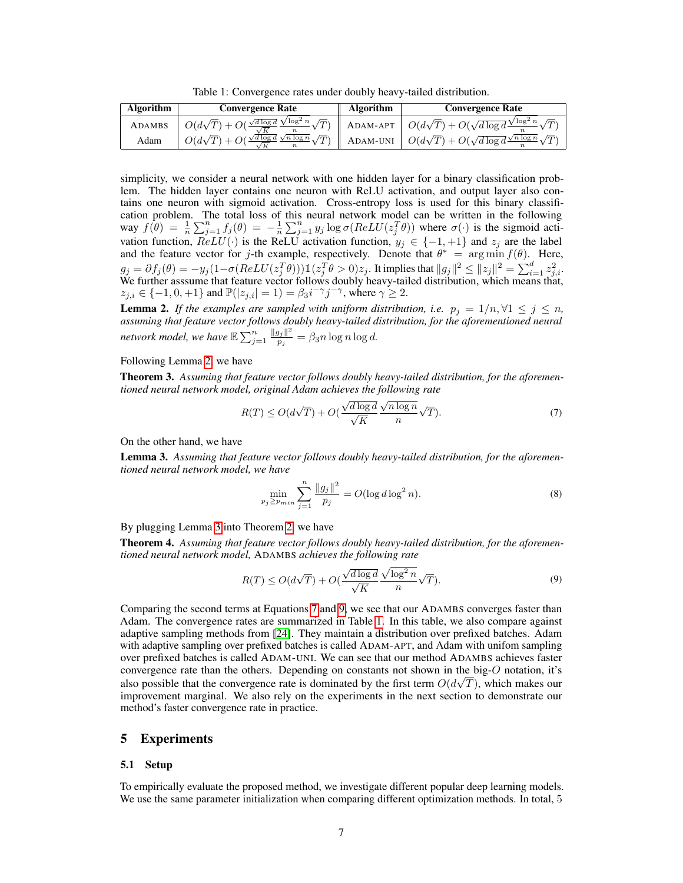Table 1: Convergence rates under doubly heavy-tailed distribution.

| Algorithm | Convergence Rate | Algorithm | Convergence Rate |
|---|---|---|---|
| ADAMBS | $O(d\sqrt{T}) + O(\frac{\sqrt{d\log d}}{\sqrt{K}}\frac{\sqrt{\log^2 n}}{n}\sqrt{T})$ | ADAM-APT | $O(d\sqrt{T}) + O(\sqrt{d\log d}\frac{\sqrt{\log^2 n}}{n}\sqrt{T})$ |
| Adam | $O(d\sqrt{T}) + O(\frac{\sqrt{d\log d}}{\sqrt{K}}\frac{\sqrt{n\log n}}{n}\sqrt{T})$ | ADAM-UNI | $O(d\sqrt{T}) + O(\sqrt{d\log d}\frac{\sqrt{n\log n}}{n}\sqrt{T})$ |

simplicity, we consider a neural network with one hidden layer for a binary classification problem. The hidden layer contains one neuron with ReLU activation, and output layer also contains one neuron with sigmoid activation. Cross-entropy loss is used for this binary classification problem. The total loss of this neural network model can be written in the following way $f(\theta) = \frac{1}{n}\sum_{j=1}^{n} f_j(\theta) = -\frac{1}{n}\sum_{j=1}^{n} y_j \log \sigma(ReLU(z_j^T\theta))$ where $\sigma(\cdot)$ is the sigmoid activation function, $ReLU(\cdot)$ is the ReLU activation function, $y_j \in \{-1, +1\}$ and $z_j$ are the label and the feature vector for $j$-th example, respectively. Denote that $\theta^* = \arg\min f(\theta)$. Here, $g_j = \partial f_j(\theta) = -y_j(1-\sigma(ReLU(z_j^T\theta)))\mathbb{1}(z_j^T\theta > 0)z_j$. It implies that $\|g_j\|^2 \le \|z_j\|^2 = \sum_{i=1}^{d} z_{j,i}^2$. We further asssume that feature vector follows doubly heavy-tailed distribution, which means that, $z_{j,i} \in \{-1, 0, +1\}$ and $\mathbb{P}(|z_{j,i}| = 1) = \beta_3 i^{-\gamma} j^{-\gamma}$, where $\gamma \ge 2$.

**Lemma 2.** *If the examples are sampled with uniform distribution, i.e.* $p_j = 1/n, \forall 1 \le j \le n$, *assuming that feature vector follows doubly heavy-tailed distribution, for the aforementioned neural network model, we have* $\mathbb{E}\sum_{j=1}^{n}\frac{\|g_j\|^2}{p_j} = \beta_3 n \log n \log d$.

Following Lemma 2, we have

**Theorem 3.** *Assuming that feature vector follows doubly heavy-tailed distribution, for the aforementioned neural network model, original Adam achieves the following rate*

$$R(T) \le O(d\sqrt{T}) + O(\frac{\sqrt{d\log d}}{\sqrt{K}}\frac{\sqrt{n\log n}}{n}\sqrt{T}). \tag{7}$$

On the other hand, we have

**Lemma 3.** *Assuming that feature vector follows doubly heavy-tailed distribution, for the aforementioned neural network model, we have*

$$\min_{p_j \ge p_{min}} \sum_{j=1}^{n}\frac{\|g_j\|^2}{p_j} = O(\log d \log^2 n). \tag{8}$$

By plugging Lemma 3 into Theorem 2, we have

**Theorem 4.** *Assuming that feature vector follows doubly heavy-tailed distribution, for the aforementioned neural network model,* ADAMBS *achieves the following rate*

$$R(T) \le O(d\sqrt{T}) + O(\frac{\sqrt{d\log d}}{\sqrt{K}}\frac{\sqrt{\log^2 n}}{n}\sqrt{T}). \tag{9}$$

Comparing the second terms at Equations 7 and 9, we see that our ADAMBS converges faster than Adam. The convergence rates are summarized in Table 1. In this table, we also compare against adaptive sampling methods from [24]. They maintain a distribution over prefixed batches. Adam with adaptive sampling over prefixed batches is called ADAM-APT, and Adam with unifom sampling over prefixed batches is called ADAM-UNI. We can see that our method ADAMBS achieves faster convergence rate than the others. Depending on constants not shown in the big-$O$ notation, it's also possible that the convergence rate is dominated by the first term $O(d\sqrt{T})$, which makes our improvement marginal. We also rely on the experiments in the next section to demonstrate our method's faster convergence rate in practice.

## 5 Experiments

### 5.1 Setup

To empirically evaluate the proposed method, we investigate different popular deep learning models. We use the same parameter initialization when comparing different optimization methods. In total, 5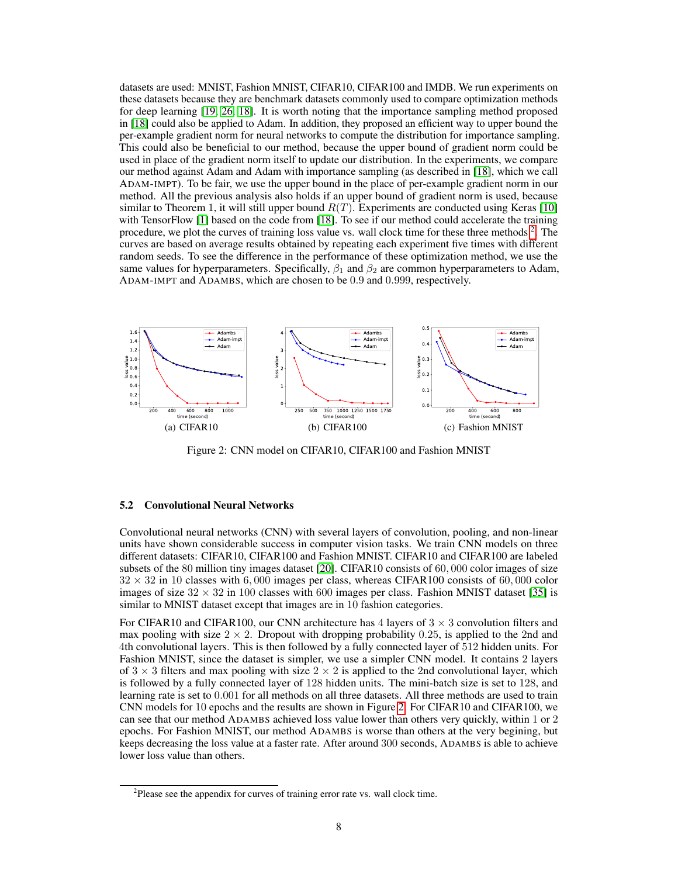datasets are used: MNIST, Fashion MNIST, CIFAR10, CIFAR100 and IMDB. We run experiments on these datasets because they are benchmark datasets commonly used to compare optimization methods for deep learning [19, 26, 18]. It is worth noting that the importance sampling method proposed in [18] could also be applied to Adam. In addition, they proposed an efficient way to upper bound the per-example gradient norm for neural networks to compute the distribution for importance sampling. This could also be beneficial to our method, because the upper bound of gradient norm could be used in place of the gradient norm itself to update our distribution. In the experiments, we compare our method against Adam and Adam with importance sampling (as described in [18], which we call ADAM-IMPT). To be fair, we use the upper bound in the place of per-example gradient norm in our method. All the previous analysis also holds if an upper bound of gradient norm is used, because similar to Theorem 1, it will still upper bound $R(T)$. Experiments are conducted using Keras [10] with TensorFlow [1] based on the code from [18]. To see if our method could accelerate the training procedure, we plot the curves of training loss value vs. wall clock time for these three methods[2]. The curves are based on average results obtained by repeating each experiment five times with different random seeds. To see the difference in the performance of these optimization method, we use the same values for hyperparameters. Specifically, $\beta_1$ and $\beta_2$ are common hyperparameters to Adam, ADAM-IMPT and ADAMBS, which are chosen to be 0.9 and 0.999, respectively.

(a) CIFAR10 (b) CIFAR100 (c) Fashion MNIST

Figure 2: CNN model on CIFAR10, CIFAR100 and Fashion MNIST

### 5.2 Convolutional Neural Networks

Convolutional neural networks (CNN) with several layers of convolution, pooling, and non-linear units have shown considerable success in computer vision tasks. We train CNN models on three different datasets: CIFAR10, CIFAR100 and Fashion MNIST. CIFAR10 and CIFAR100 are labeled subsets of the 80 million tiny images dataset [20]. CIFAR10 consists of 60,000 color images of size $32 \times 32$ in 10 classes with 6,000 images per class, whereas CIFAR100 consists of 60,000 color images of size $32 \times 32$ in 100 classes with 600 images per class. Fashion MNIST dataset [35] is similar to MNIST dataset except that images are in 10 fashion categories.

For CIFAR10 and CIFAR100, our CNN architecture has 4 layers of $3 \times 3$ convolution filters and max pooling with size $2 \times 2$. Dropout with dropping probability 0.25, is applied to the 2nd and 4th convolutional layers. This is then followed by a fully connected layer of 512 hidden units. For Fashion MNIST, since the dataset is simpler, we use a simpler CNN model. It contains 2 layers of $3 \times 3$ filters and max pooling with size $2 \times 2$ is applied to the 2nd convolutional layer, which is followed by a fully connected layer of 128 hidden units. The mini-batch size is set to 128, and learning rate is set to 0.001 for all methods on all three datasets. All three methods are used to train CNN models for 10 epochs and the results are shown in Figure 2. For CIFAR10 and CIFAR100, we can see that our method ADAMBS achieved loss value lower than others very quickly, within 1 or 2 epochs. For Fashion MNIST, our method ADAMBS is worse than others at the very begining, but keeps decreasing the loss value at a faster rate. After around 300 seconds, ADAMBS is able to achieve lower loss value than others.

[2] Please see the appendix for curves of training error rate vs. wall clock time.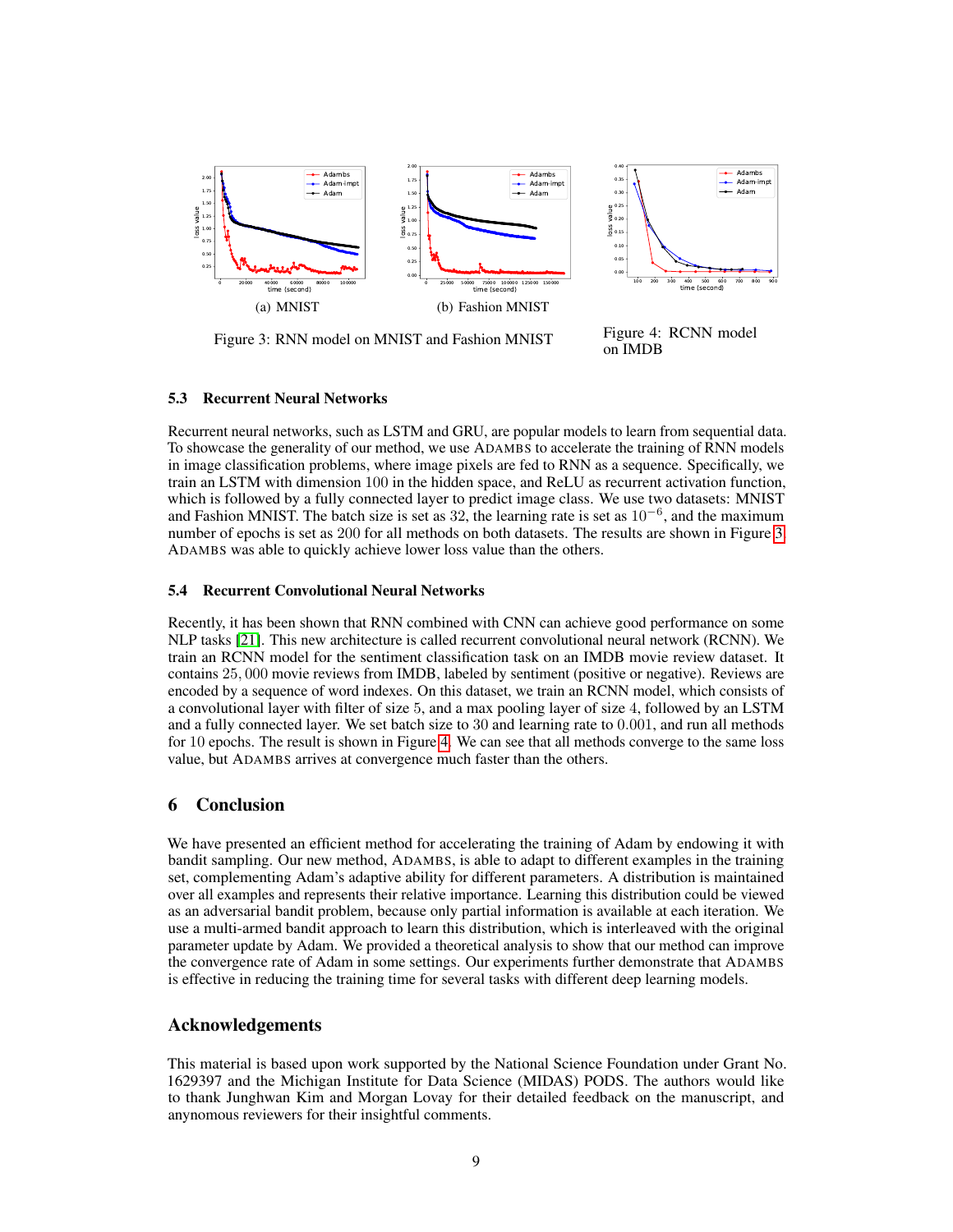(a) MNIST

(b) Fashion MNIST

Figure 3: RNN model on MNIST and Fashion MNIST

Figure 4: RCNN model on IMDB

### 5.3 Recurrent Neural Networks

Recurrent neural networks, such as LSTM and GRU, are popular models to learn from sequential data. To showcase the generality of our method, we use ADAMBS to accelerate the training of RNN models in image classification problems, where image pixels are fed to RNN as a sequence. Specifically, we train an LSTM with dimension $100$ in the hidden space, and ReLU as recurrent activation function, which is followed by a fully connected layer to predict image class. We use two datasets: MNIST and Fashion MNIST. The batch size is set as $32$, the learning rate is set as $10^{-6}$, and the maximum number of epochs is set as $200$ for all methods on both datasets. The results are shown in Figure 3. ADAMBS was able to quickly achieve lower loss value than the others.

### 5.4 Recurrent Convolutional Neural Networks

Recently, it has been shown that RNN combined with CNN can achieve good performance on some NLP tasks [21]. This new architecture is called recurrent convolutional neural network (RCNN). We train an RCNN model for the sentiment classification task on an IMDB movie review dataset. It contains $25,000$ movie reviews from IMDB, labeled by sentiment (positive or negative). Reviews are encoded by a sequence of word indexes. On this dataset, we train an RCNN model, which consists of a convolutional layer with filter of size $5$, and a max pooling layer of size $4$, followed by an LSTM and a fully connected layer. We set batch size to $30$ and learning rate to $0.001$, and run all methods for $10$ epochs. The result is shown in Figure 4. We can see that all methods converge to the same loss value, but ADAMBS arrives at convergence much faster than the others.

## 6 Conclusion

We have presented an efficient method for accelerating the training of Adam by endowing it with bandit sampling. Our new method, ADAMBS, is able to adapt to different examples in the training set, complementing Adam's adaptive ability for different parameters. A distribution is maintained over all examples and represents their relative importance. Learning this distribution could be viewed as an adversarial bandit problem, because only partial information is available at each iteration. We use a multi-armed bandit approach to learn this distribution, which is interleaved with the original parameter update by Adam. We provided a theoretical analysis to show that our method can improve the convergence rate of Adam in some settings. Our experiments further demonstrate that ADAMBS is effective in reducing the training time for several tasks with different deep learning models.

## Acknowledgements

This material is based upon work supported by the National Science Foundation under Grant No. 1629397 and the Michigan Institute for Data Science (MIDAS) PODS. The authors would like to thank Junghwan Kim and Morgan Lovay for their detailed feedback on the manuscript, and anynomous reviewers for their insightful comments.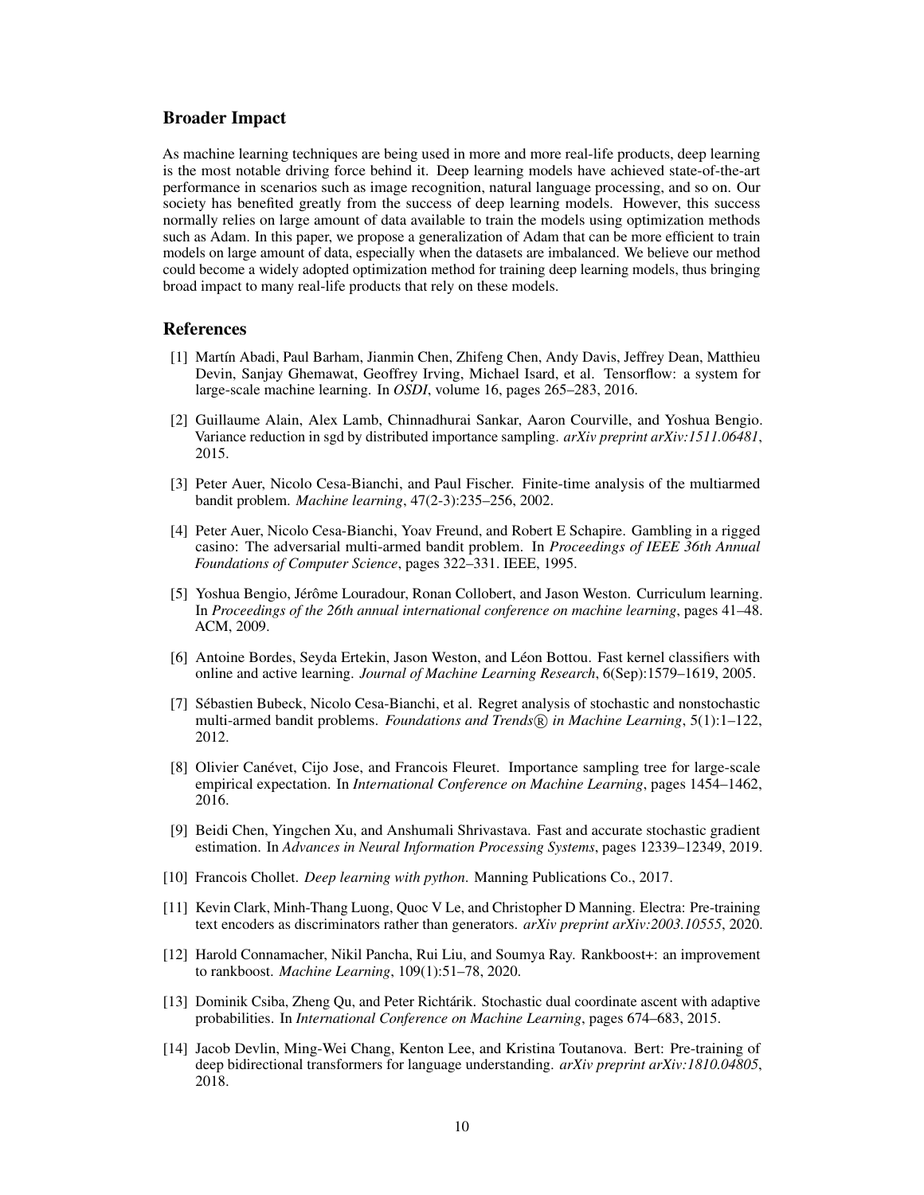## Broader Impact

As machine learning techniques are being used in more and more real-life products, deep learning is the most notable driving force behind it. Deep learning models have achieved state-of-the-art performance in scenarios such as image recognition, natural language processing, and so on. Our society has benefited greatly from the success of deep learning models. However, this success normally relies on large amount of data available to train the models using optimization methods such as Adam. In this paper, we propose a generalization of Adam that can be more efficient to train models on large amount of data, especially when the datasets are imbalanced. We believe our method could become a widely adopted optimization method for training deep learning models, thus bringing broad impact to many real-life products that rely on these models.

## References

[1] Martín Abadi, Paul Barham, Jianmin Chen, Zhifeng Chen, Andy Davis, Jeffrey Dean, Matthieu Devin, Sanjay Ghemawat, Geoffrey Irving, Michael Isard, et al. Tensorflow: a system for large-scale machine learning. In *OSDI*, volume 16, pages 265–283, 2016.

[2] Guillaume Alain, Alex Lamb, Chinnadhurai Sankar, Aaron Courville, and Yoshua Bengio. Variance reduction in sgd by distributed importance sampling. *arXiv preprint arXiv:1511.06481*, 2015.

[3] Peter Auer, Nicolo Cesa-Bianchi, and Paul Fischer. Finite-time analysis of the multiarmed bandit problem. *Machine learning*, 47(2-3):235–256, 2002.

[4] Peter Auer, Nicolo Cesa-Bianchi, Yoav Freund, and Robert E Schapire. Gambling in a rigged casino: The adversarial multi-armed bandit problem. In *Proceedings of IEEE 36th Annual Foundations of Computer Science*, pages 322–331. IEEE, 1995.

[5] Yoshua Bengio, Jérôme Louradour, Ronan Collobert, and Jason Weston. Curriculum learning. In *Proceedings of the 26th annual international conference on machine learning*, pages 41–48. ACM, 2009.

[6] Antoine Bordes, Seyda Ertekin, Jason Weston, and Léon Bottou. Fast kernel classifiers with online and active learning. *Journal of Machine Learning Research*, 6(Sep):1579–1619, 2005.

[7] Sébastien Bubeck, Nicolo Cesa-Bianchi, et al. Regret analysis of stochastic and nonstochastic multi-armed bandit problems. *Foundations and Trends® in Machine Learning*, 5(1):1–122, 2012.

[8] Olivier Canévet, Cijo Jose, and Francois Fleuret. Importance sampling tree for large-scale empirical expectation. In *International Conference on Machine Learning*, pages 1454–1462, 2016.

[9] Beidi Chen, Yingchen Xu, and Anshumali Shrivastava. Fast and accurate stochastic gradient estimation. In *Advances in Neural Information Processing Systems*, pages 12339–12349, 2019.

[10] Francois Chollet. *Deep learning with python.* Manning Publications Co., 2017.

[11] Kevin Clark, Minh-Thang Luong, Quoc V Le, and Christopher D Manning. Electra: Pre-training text encoders as discriminators rather than generators. *arXiv preprint arXiv:2003.10555*, 2020.

[12] Harold Connamacher, Nikil Pancha, Rui Liu, and Soumya Ray. Rankboost+: an improvement to rankboost. *Machine Learning*, 109(1):51–78, 2020.

[13] Dominik Csiba, Zheng Qu, and Peter Richtárik. Stochastic dual coordinate ascent with adaptive probabilities. In *International Conference on Machine Learning*, pages 674–683, 2015.

[14] Jacob Devlin, Ming-Wei Chang, Kenton Lee, and Kristina Toutanova. Bert: Pre-training of deep bidirectional transformers for language understanding. *arXiv preprint arXiv:1810.04805*, 2018.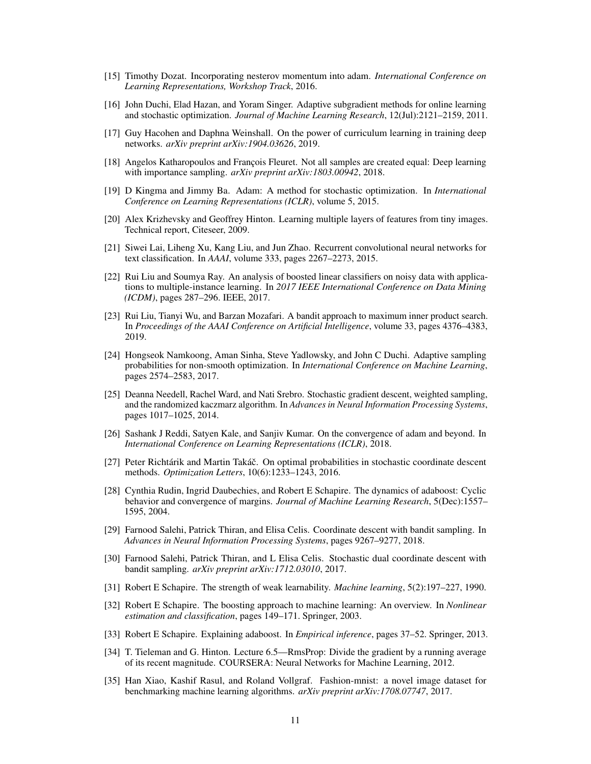[15] Timothy Dozat. Incorporating nesterov momentum into adam. *International Conference on Learning Representations, Workshop Track*, 2016.

[16] John Duchi, Elad Hazan, and Yoram Singer. Adaptive subgradient methods for online learning and stochastic optimization. *Journal of Machine Learning Research*, 12(Jul):2121–2159, 2011.

[17] Guy Hacohen and Daphna Weinshall. On the power of curriculum learning in training deep networks. *arXiv preprint arXiv:1904.03626*, 2019.

[18] Angelos Katharopoulos and François Fleuret. Not all samples are created equal: Deep learning with importance sampling. *arXiv preprint arXiv:1803.00942*, 2018.

[19] D Kingma and Jimmy Ba. Adam: A method for stochastic optimization. In *International Conference on Learning Representations (ICLR)*, volume 5, 2015.

[20] Alex Krizhevsky and Geoffrey Hinton. Learning multiple layers of features from tiny images. Technical report, Citeseer, 2009.

[21] Siwei Lai, Liheng Xu, Kang Liu, and Jun Zhao. Recurrent convolutional neural networks for text classification. In *AAAI*, volume 333, pages 2267–2273, 2015.

[22] Rui Liu and Soumya Ray. An analysis of boosted linear classifiers on noisy data with applications to multiple-instance learning. In *2017 IEEE International Conference on Data Mining (ICDM)*, pages 287–296. IEEE, 2017.

[23] Rui Liu, Tianyi Wu, and Barzan Mozafari. A bandit approach to maximum inner product search. In *Proceedings of the AAAI Conference on Artificial Intelligence*, volume 33, pages 4376–4383, 2019.

[24] Hongseok Namkoong, Aman Sinha, Steve Yadlowsky, and John C Duchi. Adaptive sampling probabilities for non-smooth optimization. In *International Conference on Machine Learning*, pages 2574–2583, 2017.

[25] Deanna Needell, Rachel Ward, and Nati Srebro. Stochastic gradient descent, weighted sampling, and the randomized kaczmarz algorithm. In *Advances in Neural Information Processing Systems*, pages 1017–1025, 2014.

[26] Sashank J Reddi, Satyen Kale, and Sanjiv Kumar. On the convergence of adam and beyond. In *International Conference on Learning Representations (ICLR)*, 2018.

[27] Peter Richtárik and Martin Takáč. On optimal probabilities in stochastic coordinate descent methods. *Optimization Letters*, 10(6):1233–1243, 2016.

[28] Cynthia Rudin, Ingrid Daubechies, and Robert E Schapire. The dynamics of adaboost: Cyclic behavior and convergence of margins. *Journal of Machine Learning Research*, 5(Dec):1557–1595, 2004.

[29] Farnood Salehi, Patrick Thiran, and Elisa Celis. Coordinate descent with bandit sampling. In *Advances in Neural Information Processing Systems*, pages 9267–9277, 2018.

[30] Farnood Salehi, Patrick Thiran, and L Elisa Celis. Stochastic dual coordinate descent with bandit sampling. *arXiv preprint arXiv:1712.03010*, 2017.

[31] Robert E Schapire. The strength of weak learnability. *Machine learning*, 5(2):197–227, 1990.

[32] Robert E Schapire. The boosting approach to machine learning: An overview. In *Nonlinear estimation and classification*, pages 149–171. Springer, 2003.

[33] Robert E Schapire. Explaining adaboost. In *Empirical inference*, pages 37–52. Springer, 2013.

[34] T. Tieleman and G. Hinton. Lecture 6.5—RmsProp: Divide the gradient by a running average of its recent magnitude. COURSERA: Neural Networks for Machine Learning, 2012.

[35] Han Xiao, Kashif Rasul, and Roland Vollgraf. Fashion-mnist: a novel image dataset for benchmarking machine learning algorithms. *arXiv preprint arXiv:1708.07747*, 2017.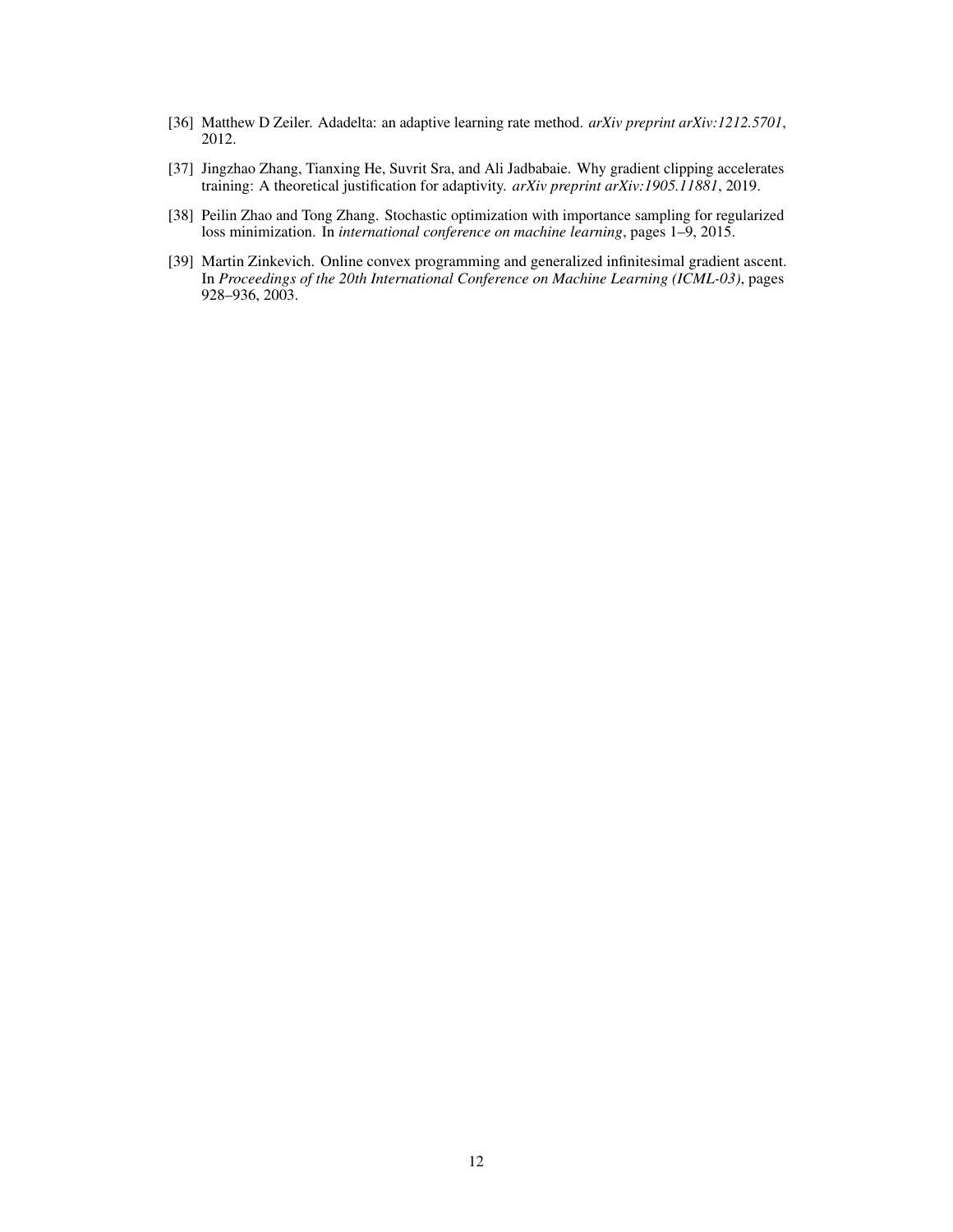[36] Matthew D Zeiler. Adadelta: an adaptive learning rate method. *arXiv preprint arXiv:1212.5701*, 2012.

[37] Jingzhao Zhang, Tianxing He, Suvrit Sra, and Ali Jadbabaie. Why gradient clipping accelerates training: A theoretical justification for adaptivity. *arXiv preprint arXiv:1905.11881*, 2019.

[38] Peilin Zhao and Tong Zhang. Stochastic optimization with importance sampling for regularized loss minimization. In *international conference on machine learning*, pages 1–9, 2015.

[39] Martin Zinkevich. Online convex programming and generalized infinitesimal gradient ascent. In *Proceedings of the 20th International Conference on Machine Learning (ICML-03)*, pages 928–936, 2003.